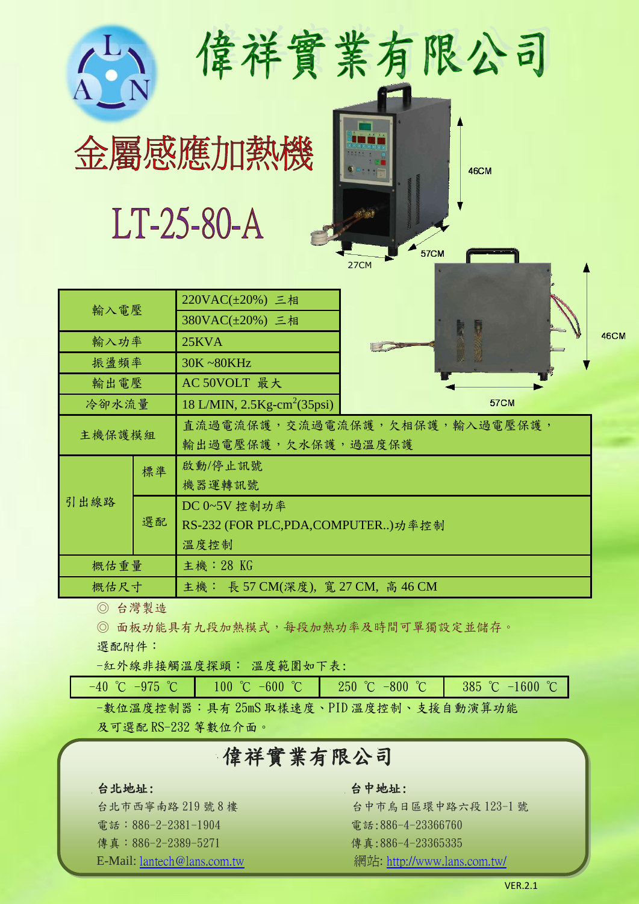# 偉祥實業有限公司

## 金屬感應加熱機

## LT-25-80-A

| 項目 | | 規格 |
|---|---|---|
| 輸入電壓 | | 220VAC(±20%) 三相 |
| | | 380VAC(±20%) 三相 |
| 輸入功率 | | 25KVA |
| 振盪頻率 | | 30K ~80KHz |
| 輸出電壓 | | AC 50VOLT 最大 |
| 冷卻水流量 | | 18 L/MIN, 2.5Kg-$cm^2$(35psi) |
| 主機保護模組 | | 直流過電流保護，交流過電流保護，欠相保護，輸入過電壓保護，輸出過電壓保護，欠水保護，過溫度保護 |
| 引出線路 | 標準 | 啟動/停止訊號<br>機器運轉訊號 |
| | 選配 | DC 0~5V 控制功率<br>RS-232 (FOR PLC,PDA,COMPUTER..)功率控制<br>溫度控制 |
| 概估重量 | | 主機：28 KG |
| 概估尺寸 | | 主機： 長 57 CM(深度), 寬 27 CM, 高 46 CM |

◎ 台灣製造

◎ 面板功能具有九段加熱模式，每段加熱功率及時間可單獨設定並儲存。

選配附件：

-紅外線非接觸溫度探頭： 溫度範圍如下表:

| -40 ℃ -975 ℃ | 100 ℃ -600 ℃ | 250 ℃ -800 ℃ | 385 ℃ -1600 ℃ |
|---|---|---|---|

-數位溫度控制器：具有 25mS 取樣速度、PID 溫度控制、支援自動演算功能及可選配 RS-232 等數位介面。

## 偉祥實業有限公司

**台北地址:**
台北市西寧南路 219 號 8 樓
電話：886-2-2381-1904
傳真：886-2-2389-5271
E-Mail: lantech@lans.com.tw

**台中地址:**
台中市烏日區環中路六段 123-1 號
電話:886-4-23366760
傳真:886-4-23365335
網站: http://www.lans.com.tw/

VER.2.1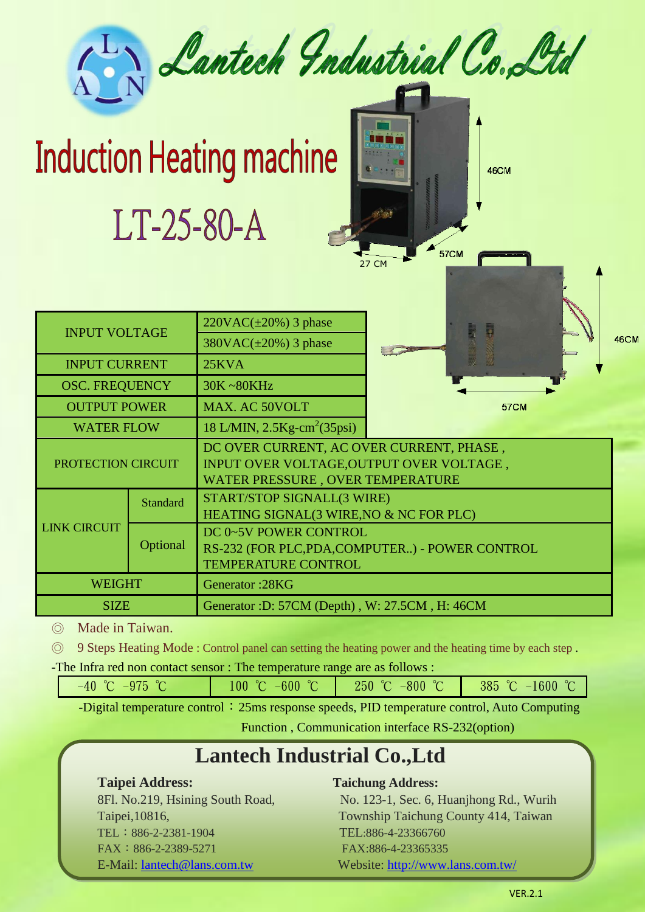# Lantech Industrial Co.,Ltd

# Induction Heating machine

## LT-25-80-A

46CM

27 CM

57CM

46CM

57CM

| | | |
|---|---|---|
| INPUT VOLTAGE | | 220VAC(±20%) 3 phase |
| | | 380VAC(±20%) 3 phase |
| INPUT CURRENT | | 25KVA |
| OSC. FREQUENCY | | 30K ~80KHz |
| OUTPUT POWER | | MAX. AC 50VOLT |
| WATER FLOW | | 18 L/MIN, 2.5Kg-cm$^2$(35psi) |
| PROTECTION CIRCUIT | | DC OVER CURRENT, AC OVER CURRENT, PHASE , INPUT OVER VOLTAGE,OUTPUT OVER VOLTAGE , WATER PRESSURE , OVER TEMPERATURE |
| LINK CIRCUIT | Standard | START/STOP SIGNALL(3 WIRE) HEATING SIGNAL(3 WIRE,NO & NC FOR PLC) |
| | Optional | DC 0~5V POWER CONTROL RS-232 (FOR PLC,PDA,COMPUTER..) - POWER CONTROL TEMPERATURE CONTROL |
| WEIGHT | | Generator :28KG |
| SIZE | | Generator :D: 57CM (Depth) , W: 27.5CM , H: 46CM |

◎ Made in Taiwan.

◎ 9 Steps Heating Mode : Control panel can setting the heating power and the heating time by each step .

-The Infra red non contact sensor : The temperature range are as follows :

| | | | |
|---|---|---|---|
| -40 ℃ -975 ℃ | 100 ℃ -600 ℃ | 250 ℃ -800 ℃ | 385 ℃ -1600 ℃ |

-Digital temperature control：25ms response speeds, PID temperature control, Auto Computing Function , Communication interface RS-232(option)

## Lantech Industrial Co.,Ltd

**Taipei Address:**
8Fl. No.219, Hsining South Road,
Taipei,10816,
TEL：886-2-2381-1904
FAX：886-2-2389-5271
E-Mail: lantech@lans.com.tw

**Taichung Address:**
No. 123-1, Sec. 6, Huanjhong Rd., Wurih Township Taichung County 414, Taiwan
TEL:886-4-23366760
FAX:886-4-23365335
Website: http://www.lans.com.tw/

VER.2.1